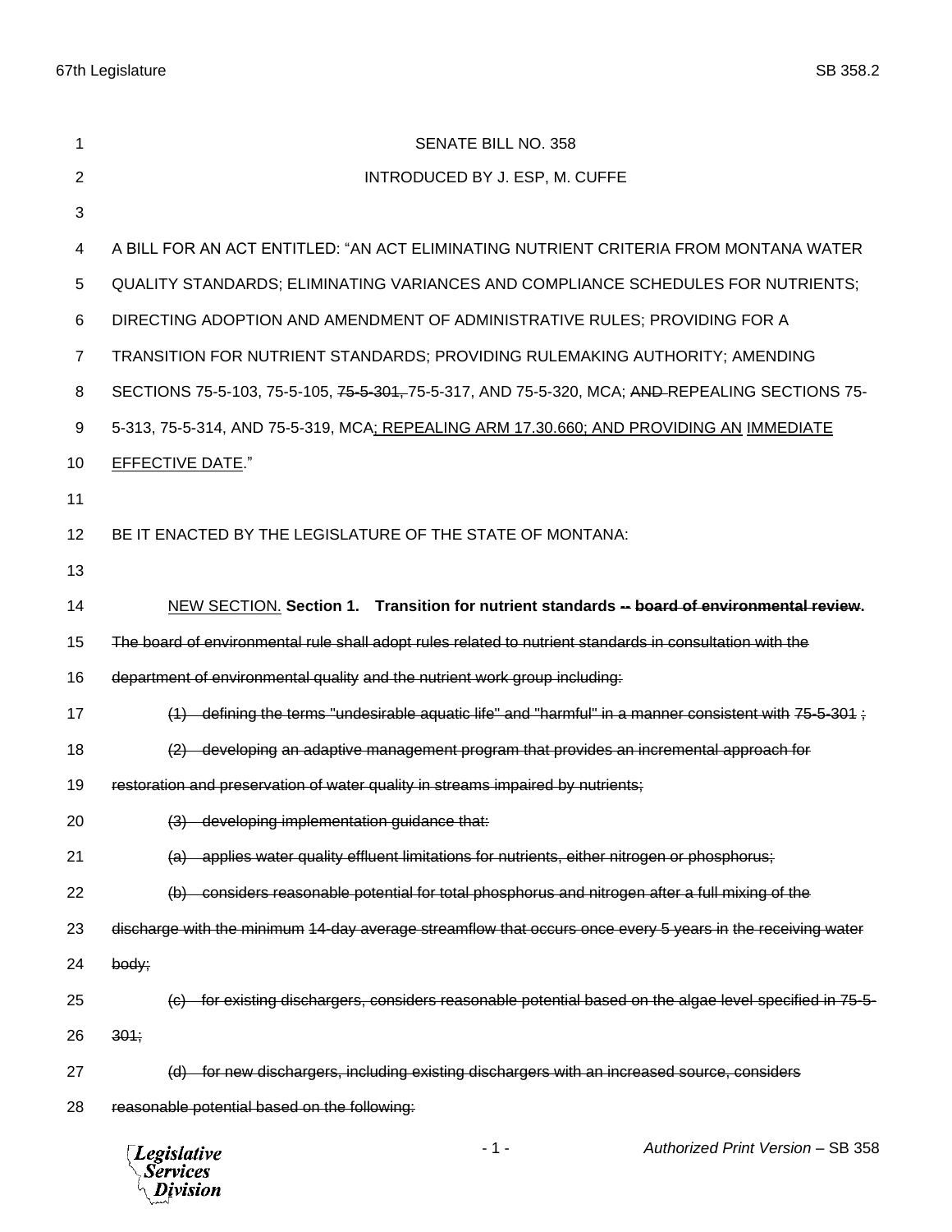SENATE BILL NO. 358

INTRODUCED BY J. ESP, M. CUFFE

A BILL FOR AN ACT ENTITLED: "AN ACT ELIMINATING NUTRIENT CRITERIA FROM MONTANA WATER QUALITY STANDARDS; ELIMINATING VARIANCES AND COMPLIANCE SCHEDULES FOR NUTRIENTS; DIRECTING ADOPTION AND AMENDMENT OF ADMINISTRATIVE RULES; PROVIDING FOR A TRANSITION FOR NUTRIENT STANDARDS; PROVIDING RULEMAKING AUTHORITY; AMENDING SECTIONS 75-5-103, 75-5-105, ~~75-5-301,~~ 75-5-317, AND 75-5-320, MCA; ~~AND~~ REPEALING SECTIONS 75-5-313, 75-5-314, AND 75-5-319, MCA; REPEALING ARM 17.30.660; AND PROVIDING AN IMMEDIATE EFFECTIVE DATE."

BE IT ENACTED BY THE LEGISLATURE OF THE STATE OF MONTANA:

NEW SECTION. **Section 1. Transition for nutrient standards ~~-- board of environmental review~~.** ~~The board of environmental rule shall adopt rules related to nutrient standards in consultation with the department of environmental quality and the nutrient work group including:~~

~~(1) defining the terms "undesirable aquatic life" and "harmful" in a manner consistent with 75-5-301 ;~~

~~(2) developing an adaptive management program that provides an incremental approach for restoration and preservation of water quality in streams impaired by nutrients;~~

~~(3) developing implementation guidance that:~~

~~(a) applies water quality effluent limitations for nutrients, either nitrogen or phosphorus;~~

~~(b) considers reasonable potential for total phosphorus and nitrogen after a full mixing of the discharge with the minimum 14-day average streamflow that occurs once every 5 years in the receiving water body;~~

~~(c) for existing dischargers, considers reasonable potential based on the algae level specified in 75-5-301;~~

~~(d) for new dischargers, including existing dischargers with an increased source, considers reasonable potential based on the following:~~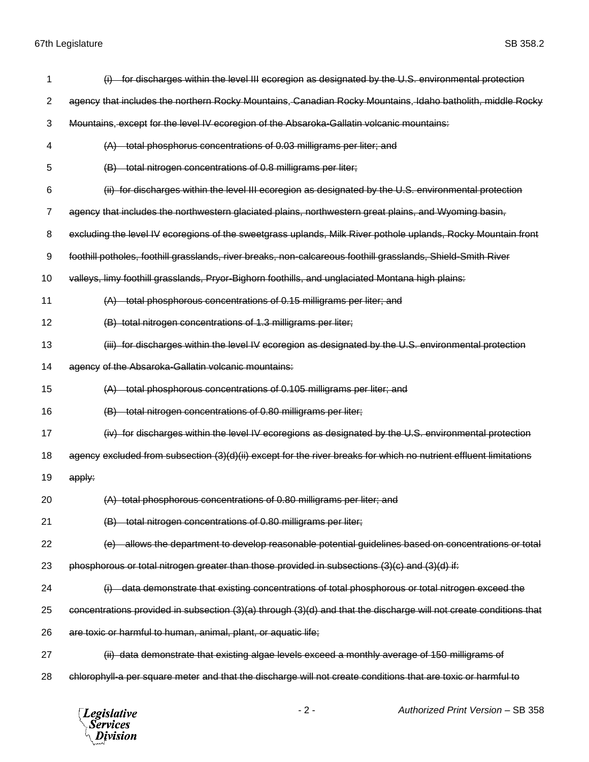1 ~~(i) for discharges within the level III ecoregion as designated by the U.S. environmental protection~~
2 ~~agency that includes the northern Rocky Mountains, Canadian Rocky Mountains, Idaho batholith, middle Rocky~~
3 ~~Mountains, except for the level IV ecoregion of the Absaroka-Gallatin volcanic mountains:~~
4 ~~(A) total phosphorus concentrations of 0.03 milligrams per liter; and~~
5 ~~(B) total nitrogen concentrations of 0.8 milligrams per liter;~~
6 ~~(ii) for discharges within the level III ecoregion as designated by the U.S. environmental protection~~
7 ~~agency that includes the northwestern glaciated plains, northwestern great plains, and Wyoming basin,~~
8 ~~excluding the level IV ecoregions of the sweetgrass uplands, Milk River pothole uplands, Rocky Mountain front~~
9 ~~foothill potholes, foothill grasslands, river breaks, non-calcareous foothill grasslands, Shield-Smith River~~
10 ~~valleys, limy foothill grasslands, Pryor-Bighorn foothills, and unglaciated Montana high plains:~~
11 ~~(A) total phosphorous concentrations of 0.15 milligrams per liter; and~~
12 ~~(B) total nitrogen concentrations of 1.3 milligrams per liter;~~
13 ~~(iii) for discharges within the level IV ecoregion as designated by the U.S. environmental protection~~
14 ~~agency of the Absaroka-Gallatin volcanic mountains:~~
15 ~~(A) total phosphorous concentrations of 0.105 milligrams per liter; and~~
16 ~~(B) total nitrogen concentrations of 0.80 milligrams per liter;~~
17 ~~(iv) for discharges within the level IV ecoregions as designated by the U.S. environmental protection~~
18 ~~agency excluded from subsection (3)(d)(ii) except for the river breaks for which no nutrient effluent limitations~~
19 ~~apply:~~
20 ~~(A) total phosphorous concentrations of 0.80 milligrams per liter; and~~
21 ~~(B) total nitrogen concentrations of 0.80 milligrams per liter;~~
22 ~~(e) allows the department to develop reasonable potential guidelines based on concentrations or total~~
23 ~~phosphorous or total nitrogen greater than those provided in subsections (3)(c) and (3)(d) if:~~
24 ~~(i) data demonstrate that existing concentrations of total phosphorous or total nitrogen exceed the~~
25 ~~concentrations provided in subsection (3)(a) through (3)(d) and that the discharge will not create conditions that~~
26 ~~are toxic or harmful to human, animal, plant, or aquatic life;~~
27 ~~(ii) data demonstrate that existing algae levels exceed a monthly average of 150 milligrams of~~
28 ~~chlorophyll-a per square meter and that the discharge will not create conditions that are toxic or harmful to~~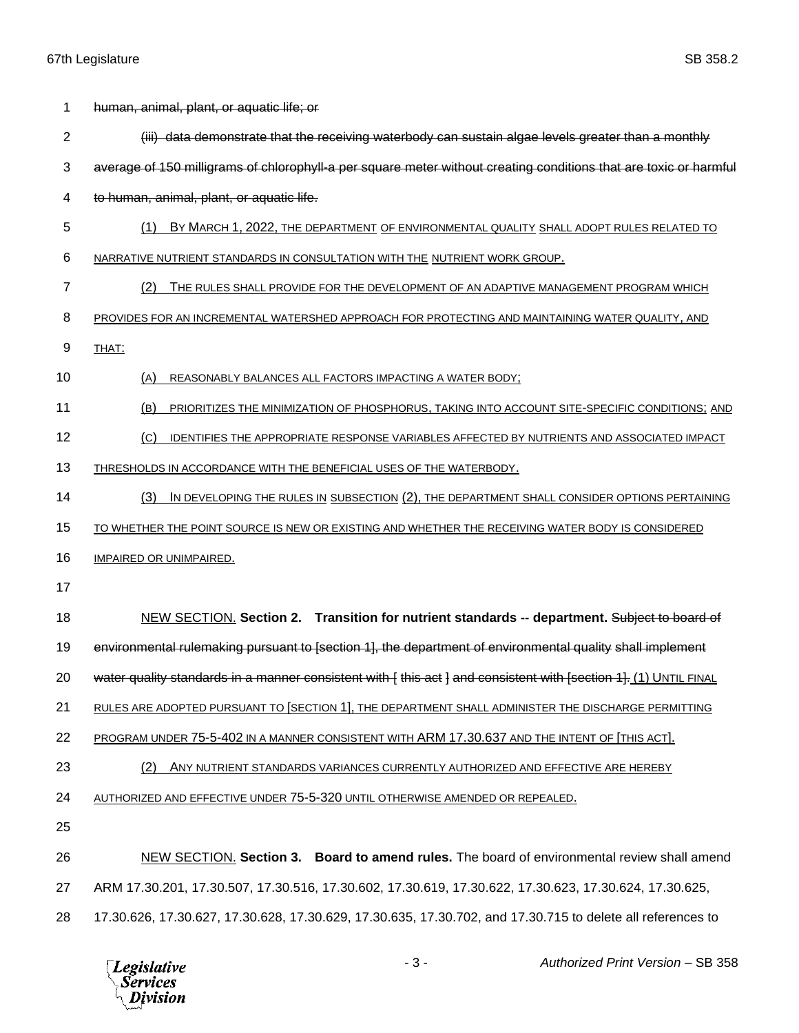1 ~~human, animal, plant, or aquatic life; or~~

2 ~~(iii) data demonstrate that the receiving waterbody can sustain algae levels greater than a monthly~~

3 ~~average of 150 milligrams of chlorophyll-a per square meter without creating conditions that are toxic or harmful~~

4 ~~to human, animal, plant, or aquatic life.~~

5 (1) BY MARCH 1, 2022, THE DEPARTMENT OF ENVIRONMENTAL QUALITY SHALL ADOPT RULES RELATED TO

6 NARRATIVE NUTRIENT STANDARDS IN CONSULTATION WITH THE NUTRIENT WORK GROUP.

7 (2) THE RULES SHALL PROVIDE FOR THE DEVELOPMENT OF AN ADAPTIVE MANAGEMENT PROGRAM WHICH

8 PROVIDES FOR AN INCREMENTAL WATERSHED APPROACH FOR PROTECTING AND MAINTAINING WATER QUALITY, AND

9 THAT:

10 (A) REASONABLY BALANCES ALL FACTORS IMPACTING A WATER BODY;

11 (B) PRIORITIZES THE MINIMIZATION OF PHOSPHORUS, TAKING INTO ACCOUNT SITE-SPECIFIC CONDITIONS; AND

12 (C) IDENTIFIES THE APPROPRIATE RESPONSE VARIABLES AFFECTED BY NUTRIENTS AND ASSOCIATED IMPACT

13 THRESHOLDS IN ACCORDANCE WITH THE BENEFICIAL USES OF THE WATERBODY.

14 (3) IN DEVELOPING THE RULES IN SUBSECTION (2), THE DEPARTMENT SHALL CONSIDER OPTIONS PERTAINING

15 TO WHETHER THE POINT SOURCE IS NEW OR EXISTING AND WHETHER THE RECEIVING WATER BODY IS CONSIDERED

16 IMPAIRED OR UNIMPAIRED.

17

18 NEW SECTION. **Section 2. Transition for nutrient standards -- department.** ~~Subject to board of~~

19 ~~environmental rulemaking pursuant to [section 1], the department of environmental quality shall implement~~

20 ~~water quality standards in a manner consistent with [ this act ] and consistent with [section 1].~~ (1) UNTIL FINAL

21 RULES ARE ADOPTED PURSUANT TO [SECTION 1], THE DEPARTMENT SHALL ADMINISTER THE DISCHARGE PERMITTING

22 PROGRAM UNDER 75-5-402 IN A MANNER CONSISTENT WITH ARM 17.30.637 AND THE INTENT OF [THIS ACT].

23 (2) ANY NUTRIENT STANDARDS VARIANCES CURRENTLY AUTHORIZED AND EFFECTIVE ARE HEREBY

24 AUTHORIZED AND EFFECTIVE UNDER 75-5-320 UNTIL OTHERWISE AMENDED OR REPEALED.

25

26 NEW SECTION. **Section 3. Board to amend rules.** The board of environmental review shall amend

27 ARM 17.30.201, 17.30.507, 17.30.516, 17.30.602, 17.30.619, 17.30.622, 17.30.623, 17.30.624, 17.30.625,

28 17.30.626, 17.30.627, 17.30.628, 17.30.629, 17.30.635, 17.30.702, and 17.30.715 to delete all references to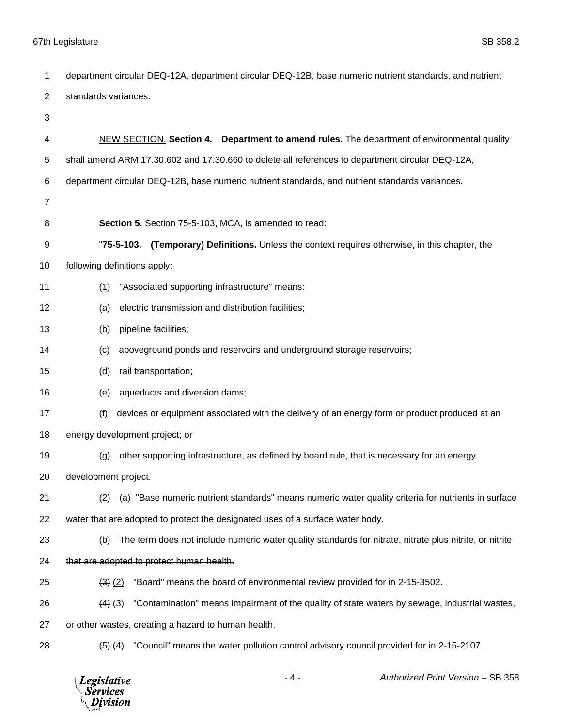department circular DEQ-12A, department circular DEQ-12B, base numeric nutrient standards, and nutrient standards variances.

<u>NEW SECTION.</u> **Section 4. Department to amend rules.** The department of environmental quality shall amend ARM 17.30.602 ~~and 17.30.660~~ to delete all references to department circular DEQ-12A, department circular DEQ-12B, base numeric nutrient standards, and nutrient standards variances.

**Section 5.** Section 75-5-103, MCA, is amended to read:

"**75-5-103. (Temporary) Definitions.** Unless the context requires otherwise, in this chapter, the following definitions apply:

(1) "Associated supporting infrastructure" means:

(a) electric transmission and distribution facilities;

(b) pipeline facilities;

(c) aboveground ponds and reservoirs and underground storage reservoirs;

(d) rail transportation;

(e) aqueducts and diversion dams;

(f) devices or equipment associated with the delivery of an energy form or product produced at an energy development project; or

(g) other supporting infrastructure, as defined by board rule, that is necessary for an energy development project.

~~(2) (a) "Base numeric nutrient standards" means numeric water quality criteria for nutrients in surface water that are adopted to protect the designated uses of a surface water body.~~

~~(b) The term does not include numeric water quality standards for nitrate, nitrate plus nitrite, or nitrite that are adopted to protect human health.~~

~~(3)~~ <u>(2)</u> "Board" means the board of environmental review provided for in 2-15-3502.

~~(4)~~ <u>(3)</u> "Contamination" means impairment of the quality of state waters by sewage, industrial wastes, or other wastes, creating a hazard to human health.

~~(5)~~ <u>(4)</u> "Council" means the water pollution control advisory council provided for in 2-15-2107.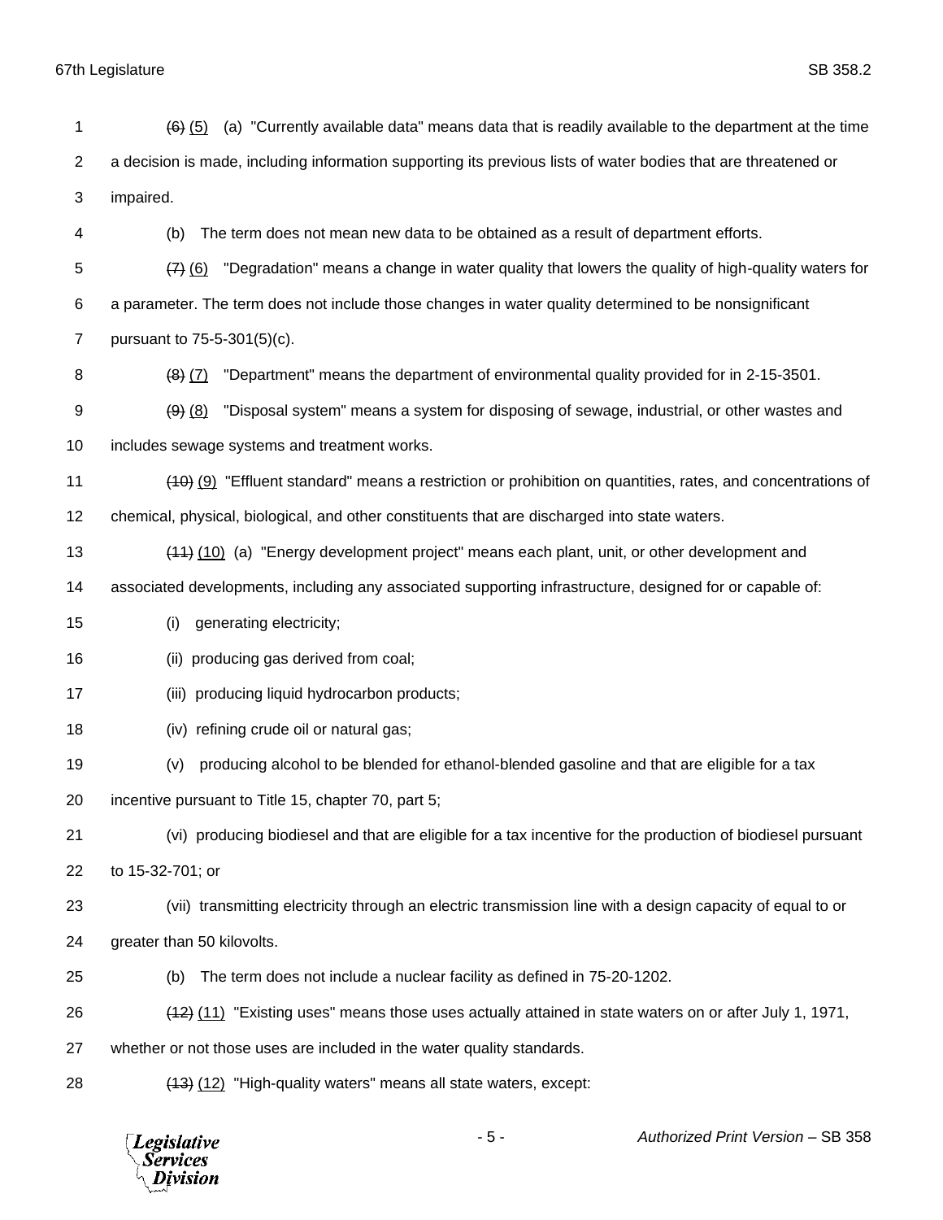~~(6)~~ (5) (a) "Currently available data" means data that is readily available to the department at the time a decision is made, including information supporting its previous lists of water bodies that are threatened or impaired.

(b) The term does not mean new data to be obtained as a result of department efforts.

~~(7)~~ (6) "Degradation" means a change in water quality that lowers the quality of high-quality waters for a parameter. The term does not include those changes in water quality determined to be nonsignificant pursuant to 75-5-301(5)(c).

~~(8)~~ (7) "Department" means the department of environmental quality provided for in 2-15-3501.

~~(9)~~ (8) "Disposal system" means a system for disposing of sewage, industrial, or other wastes and includes sewage systems and treatment works.

~~(10)~~ (9) "Effluent standard" means a restriction or prohibition on quantities, rates, and concentrations of chemical, physical, biological, and other constituents that are discharged into state waters.

~~(11)~~ (10) (a) "Energy development project" means each plant, unit, or other development and associated developments, including any associated supporting infrastructure, designed for or capable of:

(i) generating electricity;

(ii) producing gas derived from coal;

(iii) producing liquid hydrocarbon products;

(iv) refining crude oil or natural gas;

(v) producing alcohol to be blended for ethanol-blended gasoline and that are eligible for a tax incentive pursuant to Title 15, chapter 70, part 5;

(vi) producing biodiesel and that are eligible for a tax incentive for the production of biodiesel pursuant to 15-32-701; or

(vii) transmitting electricity through an electric transmission line with a design capacity of equal to or greater than 50 kilovolts.

(b) The term does not include a nuclear facility as defined in 75-20-1202.

~~(12)~~ (11) "Existing uses" means those uses actually attained in state waters on or after July 1, 1971, whether or not those uses are included in the water quality standards.

~~(13)~~ (12) "High-quality waters" means all state waters, except: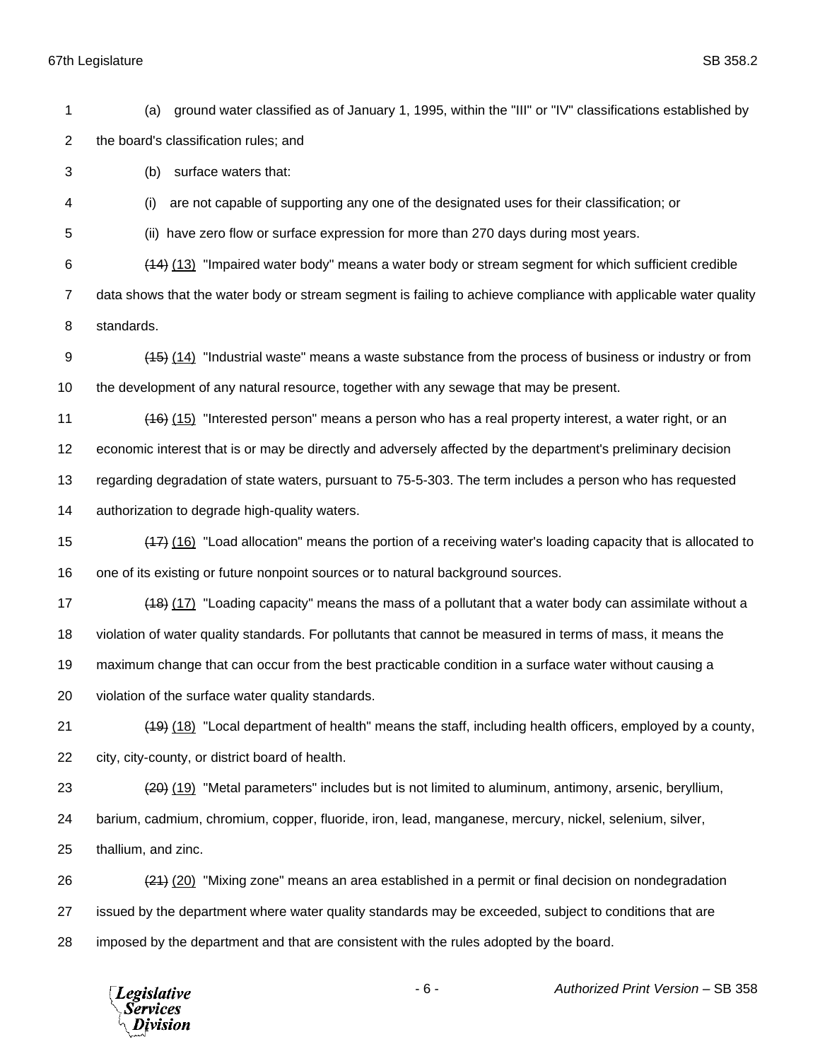(a) ground water classified as of January 1, 1995, within the "III" or "IV" classifications established by the board's classification rules; and

(b) surface waters that:

(i) are not capable of supporting any one of the designated uses for their classification; or

(ii) have zero flow or surface expression for more than 270 days during most years.

~~(14)~~ (13) "Impaired water body" means a water body or stream segment for which sufficient credible data shows that the water body or stream segment is failing to achieve compliance with applicable water quality standards.

~~(15)~~ (14) "Industrial waste" means a waste substance from the process of business or industry or from the development of any natural resource, together with any sewage that may be present.

~~(16)~~ (15) "Interested person" means a person who has a real property interest, a water right, or an economic interest that is or may be directly and adversely affected by the department's preliminary decision regarding degradation of state waters, pursuant to 75-5-303. The term includes a person who has requested authorization to degrade high-quality waters.

~~(17)~~ (16) "Load allocation" means the portion of a receiving water's loading capacity that is allocated to one of its existing or future nonpoint sources or to natural background sources.

~~(18)~~ (17) "Loading capacity" means the mass of a pollutant that a water body can assimilate without a violation of water quality standards. For pollutants that cannot be measured in terms of mass, it means the maximum change that can occur from the best practicable condition in a surface water without causing a violation of the surface water quality standards.

~~(19)~~ (18) "Local department of health" means the staff, including health officers, employed by a county, city, city-county, or district board of health.

~~(20)~~ (19) "Metal parameters" includes but is not limited to aluminum, antimony, arsenic, beryllium, barium, cadmium, chromium, copper, fluoride, iron, lead, manganese, mercury, nickel, selenium, silver, thallium, and zinc.

~~(21)~~ (20) "Mixing zone" means an area established in a permit or final decision on nondegradation issued by the department where water quality standards may be exceeded, subject to conditions that are imposed by the department and that are consistent with the rules adopted by the board.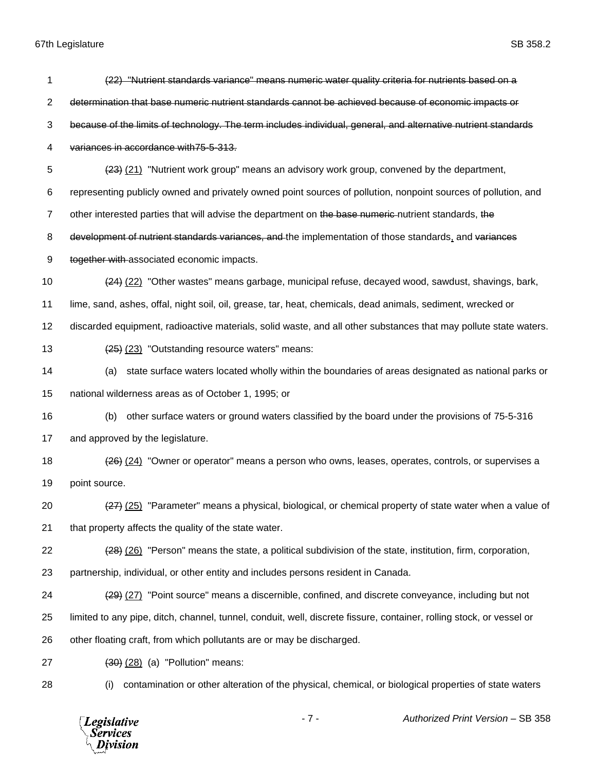1 ~~(22) "Nutrient standards variance" means numeric water quality criteria for nutrients based on a~~

2 ~~determination that base numeric nutrient standards cannot be achieved because of economic impacts or~~

3 ~~because of the limits of technology. The term includes individual, general, and alternative nutrient standards~~

4 ~~variances in accordance with75-5-313.~~

5 ~~(23)~~ <u>(21)</u> "Nutrient work group" means an advisory work group, convened by the department,

6 representing publicly owned and privately owned point sources of pollution, nonpoint sources of pollution, and

7 other interested parties that will advise the department on ~~the base numeric~~ nutrient standards, ~~the~~

8 ~~development of nutrient standards variances, and~~ the implementation of those standards<u>,</u> and ~~variances~~

9 ~~together with~~ associated economic impacts.

10 ~~(24)~~ <u>(22)</u> "Other wastes" means garbage, municipal refuse, decayed wood, sawdust, shavings, bark,

11 lime, sand, ashes, offal, night soil, oil, grease, tar, heat, chemicals, dead animals, sediment, wrecked or

12 discarded equipment, radioactive materials, solid waste, and all other substances that may pollute state waters.

13 ~~(25)~~ <u>(23)</u> "Outstanding resource waters" means:

14 (a) state surface waters located wholly within the boundaries of areas designated as national parks or

15 national wilderness areas as of October 1, 1995; or

16 (b) other surface waters or ground waters classified by the board under the provisions of 75-5-316

17 and approved by the legislature.

18 ~~(26)~~ <u>(24)</u> "Owner or operator" means a person who owns, leases, operates, controls, or supervises a

19 point source.

20 ~~(27)~~ <u>(25)</u> "Parameter" means a physical, biological, or chemical property of state water when a value of

21 that property affects the quality of the state water.

22 ~~(28)~~ <u>(26)</u> "Person" means the state, a political subdivision of the state, institution, firm, corporation,

23 partnership, individual, or other entity and includes persons resident in Canada.

24 ~~(29)~~ <u>(27)</u> "Point source" means a discernible, confined, and discrete conveyance, including but not

25 limited to any pipe, ditch, channel, tunnel, conduit, well, discrete fissure, container, rolling stock, or vessel or

26 other floating craft, from which pollutants are or may be discharged.

27 ~~(30)~~ <u>(28)</u> (a) "Pollution" means:

28 (i) contamination or other alteration of the physical, chemical, or biological properties of state waters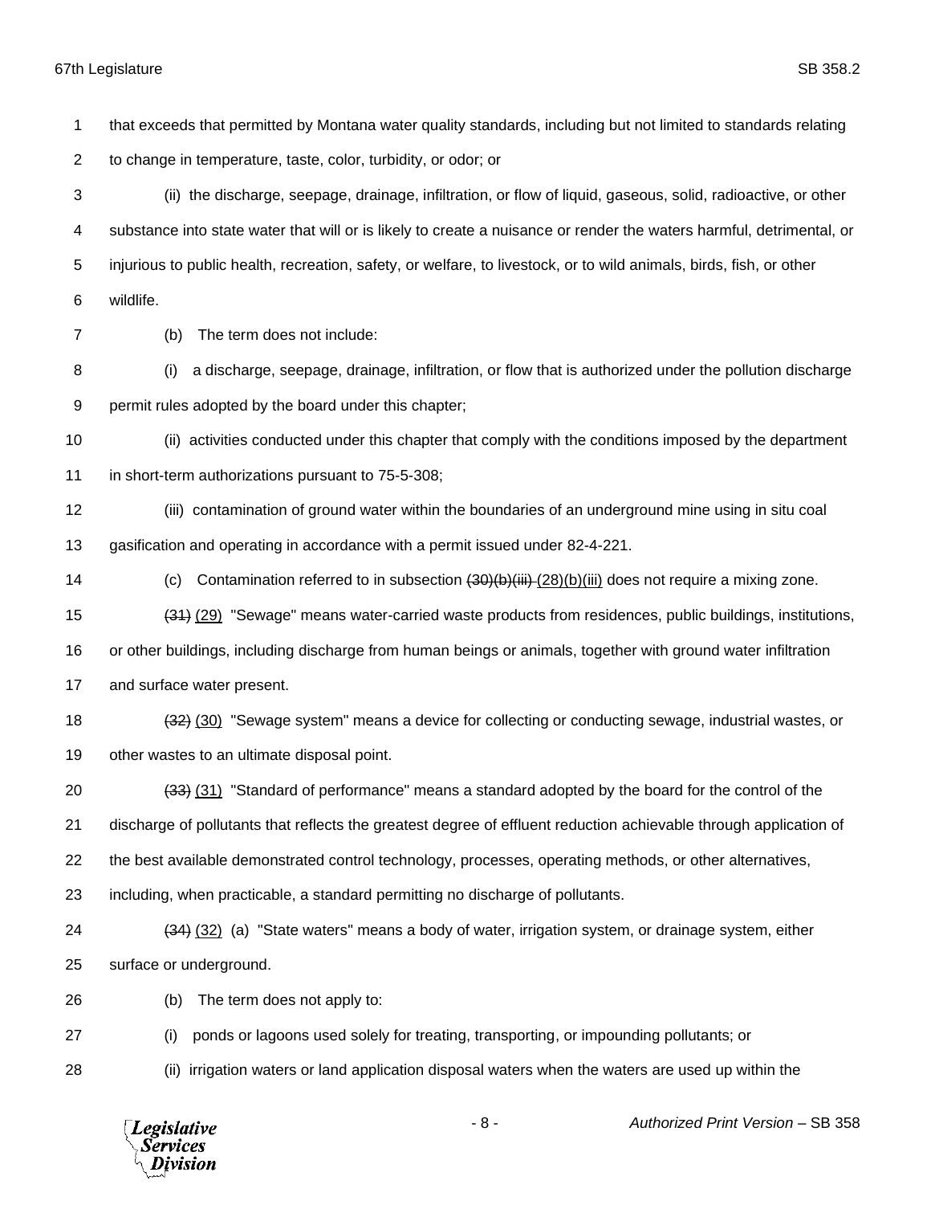that exceeds that permitted by Montana water quality standards, including but not limited to standards relating to change in temperature, taste, color, turbidity, or odor; or

(ii) the discharge, seepage, drainage, infiltration, or flow of liquid, gaseous, solid, radioactive, or other substance into state water that will or is likely to create a nuisance or render the waters harmful, detrimental, or injurious to public health, recreation, safety, or welfare, to livestock, or to wild animals, birds, fish, or other wildlife.

(b) The term does not include:

(i) a discharge, seepage, drainage, infiltration, or flow that is authorized under the pollution discharge permit rules adopted by the board under this chapter;

(ii) activities conducted under this chapter that comply with the conditions imposed by the department in short-term authorizations pursuant to 75-5-308;

(iii) contamination of ground water within the boundaries of an underground mine using in situ coal gasification and operating in accordance with a permit issued under 82-4-221.

(c) Contamination referred to in subsection ~~(30)(b)(iii)~~ (28)(b)(iii) does not require a mixing zone.

~~(31)~~ (29) "Sewage" means water-carried waste products from residences, public buildings, institutions, or other buildings, including discharge from human beings or animals, together with ground water infiltration and surface water present.

~~(32)~~ (30) "Sewage system" means a device for collecting or conducting sewage, industrial wastes, or other wastes to an ultimate disposal point.

~~(33)~~ (31) "Standard of performance" means a standard adopted by the board for the control of the discharge of pollutants that reflects the greatest degree of effluent reduction achievable through application of the best available demonstrated control technology, processes, operating methods, or other alternatives, including, when practicable, a standard permitting no discharge of pollutants.

~~(34)~~ (32) (a) "State waters" means a body of water, irrigation system, or drainage system, either surface or underground.

(b) The term does not apply to:

(i) ponds or lagoons used solely for treating, transporting, or impounding pollutants; or

(ii) irrigation waters or land application disposal waters when the waters are used up within the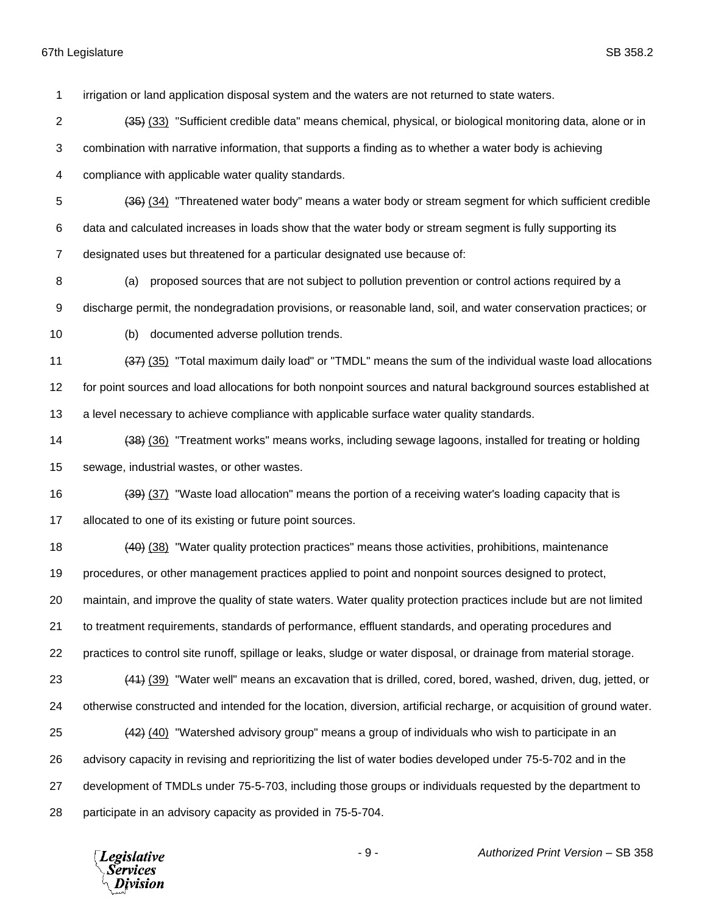irrigation or land application disposal system and the waters are not returned to state waters.

~~(35)~~ (33) "Sufficient credible data" means chemical, physical, or biological monitoring data, alone or in combination with narrative information, that supports a finding as to whether a water body is achieving compliance with applicable water quality standards.

~~(36)~~ (34) "Threatened water body" means a water body or stream segment for which sufficient credible data and calculated increases in loads show that the water body or stream segment is fully supporting its designated uses but threatened for a particular designated use because of:

(a) proposed sources that are not subject to pollution prevention or control actions required by a discharge permit, the nondegradation provisions, or reasonable land, soil, and water conservation practices; or

(b) documented adverse pollution trends.

~~(37)~~ (35) "Total maximum daily load" or "TMDL" means the sum of the individual waste load allocations for point sources and load allocations for both nonpoint sources and natural background sources established at a level necessary to achieve compliance with applicable surface water quality standards.

~~(38)~~ (36) "Treatment works" means works, including sewage lagoons, installed for treating or holding sewage, industrial wastes, or other wastes.

~~(39)~~ (37) "Waste load allocation" means the portion of a receiving water's loading capacity that is allocated to one of its existing or future point sources.

~~(40)~~ (38) "Water quality protection practices" means those activities, prohibitions, maintenance procedures, or other management practices applied to point and nonpoint sources designed to protect, maintain, and improve the quality of state waters. Water quality protection practices include but are not limited to treatment requirements, standards of performance, effluent standards, and operating procedures and practices to control site runoff, spillage or leaks, sludge or water disposal, or drainage from material storage.

~~(41)~~ (39) "Water well" means an excavation that is drilled, cored, bored, washed, driven, dug, jetted, or otherwise constructed and intended for the location, diversion, artificial recharge, or acquisition of ground water.

~~(42)~~ (40) "Watershed advisory group" means a group of individuals who wish to participate in an advisory capacity in revising and reprioritizing the list of water bodies developed under 75-5-702 and in the development of TMDLs under 75-5-703, including those groups or individuals requested by the department to participate in an advisory capacity as provided in 75-5-704.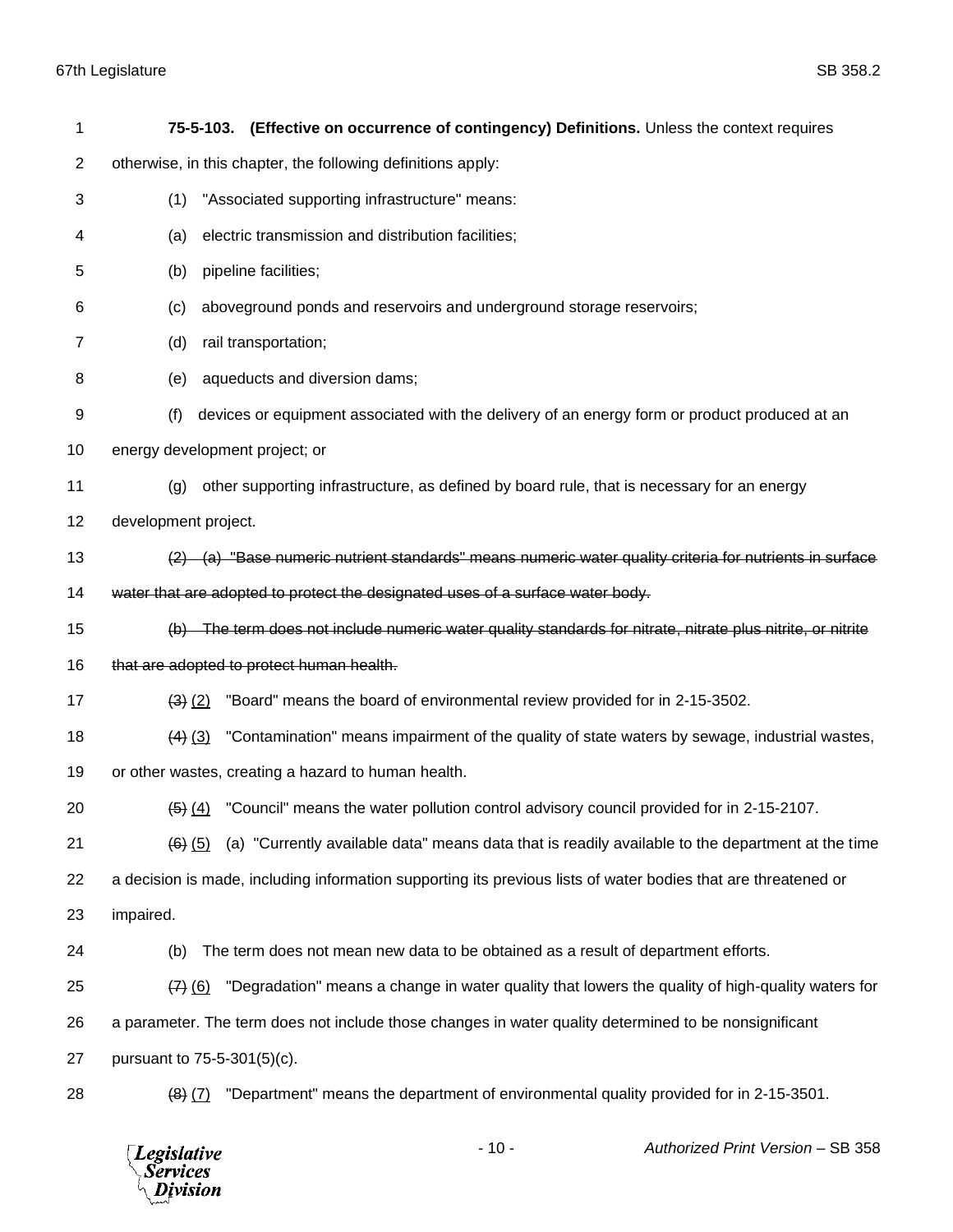**75-5-103. (Effective on occurrence of contingency) Definitions.** Unless the context requires otherwise, in this chapter, the following definitions apply:

(1) "Associated supporting infrastructure" means:

(a) electric transmission and distribution facilities;

(b) pipeline facilities;

(c) aboveground ponds and reservoirs and underground storage reservoirs;

(d) rail transportation;

(e) aqueducts and diversion dams;

(f) devices or equipment associated with the delivery of an energy form or product produced at an energy development project; or

(g) other supporting infrastructure, as defined by board rule, that is necessary for an energy development project.

~~(2) (a) "Base numeric nutrient standards" means numeric water quality criteria for nutrients in surface water that are adopted to protect the designated uses of a surface water body.~~

~~(b) The term does not include numeric water quality standards for nitrate, nitrate plus nitrite, or nitrite that are adopted to protect human health.~~

~~(3)~~ <u>(2)</u> "Board" means the board of environmental review provided for in 2-15-3502.

~~(4)~~ <u>(3)</u> "Contamination" means impairment of the quality of state waters by sewage, industrial wastes, or other wastes, creating a hazard to human health.

~~(5)~~ <u>(4)</u> "Council" means the water pollution control advisory council provided for in 2-15-2107.

~~(6)~~ <u>(5)</u> (a) "Currently available data" means data that is readily available to the department at the time a decision is made, including information supporting its previous lists of water bodies that are threatened or impaired.

(b) The term does not mean new data to be obtained as a result of department efforts.

~~(7)~~ <u>(6)</u> "Degradation" means a change in water quality that lowers the quality of high-quality waters for a parameter. The term does not include those changes in water quality determined to be nonsignificant pursuant to 75-5-301(5)(c).

~~(8)~~ <u>(7)</u> "Department" means the department of environmental quality provided for in 2-15-3501.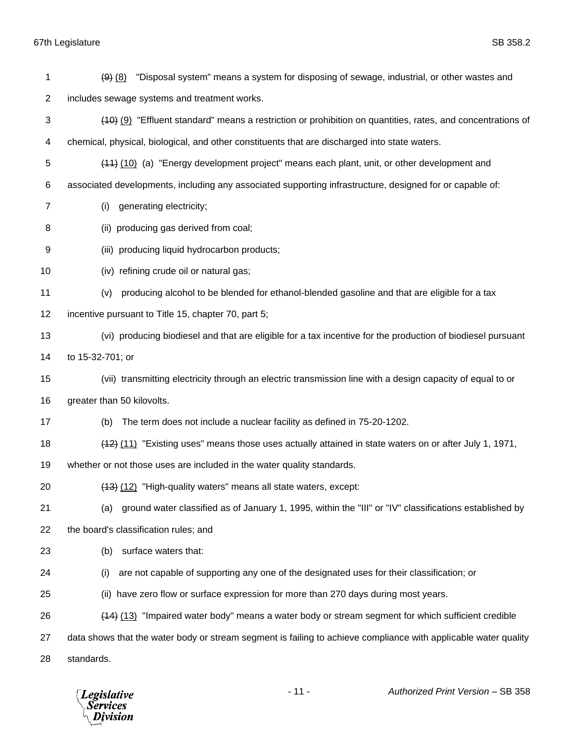~~(9)~~ (8) "Disposal system" means a system for disposing of sewage, industrial, or other wastes and includes sewage systems and treatment works.

~~(10)~~ (9) "Effluent standard" means a restriction or prohibition on quantities, rates, and concentrations of chemical, physical, biological, and other constituents that are discharged into state waters.

~~(11)~~ (10) (a) "Energy development project" means each plant, unit, or other development and associated developments, including any associated supporting infrastructure, designed for or capable of:

(i) generating electricity;

(ii) producing gas derived from coal;

(iii) producing liquid hydrocarbon products;

(iv) refining crude oil or natural gas;

(v) producing alcohol to be blended for ethanol-blended gasoline and that are eligible for a tax incentive pursuant to Title 15, chapter 70, part 5;

(vi) producing biodiesel and that are eligible for a tax incentive for the production of biodiesel pursuant to 15-32-701; or

(vii) transmitting electricity through an electric transmission line with a design capacity of equal to or greater than 50 kilovolts.

(b) The term does not include a nuclear facility as defined in 75-20-1202.

~~(12)~~ (11) "Existing uses" means those uses actually attained in state waters on or after July 1, 1971, whether or not those uses are included in the water quality standards.

~~(13)~~ (12) "High-quality waters" means all state waters, except:

(a) ground water classified as of January 1, 1995, within the "III" or "IV" classifications established by the board's classification rules; and

(b) surface waters that:

(i) are not capable of supporting any one of the designated uses for their classification; or

(ii) have zero flow or surface expression for more than 270 days during most years.

~~(14)~~ (13) "Impaired water body" means a water body or stream segment for which sufficient credible data shows that the water body or stream segment is failing to achieve compliance with applicable water quality standards.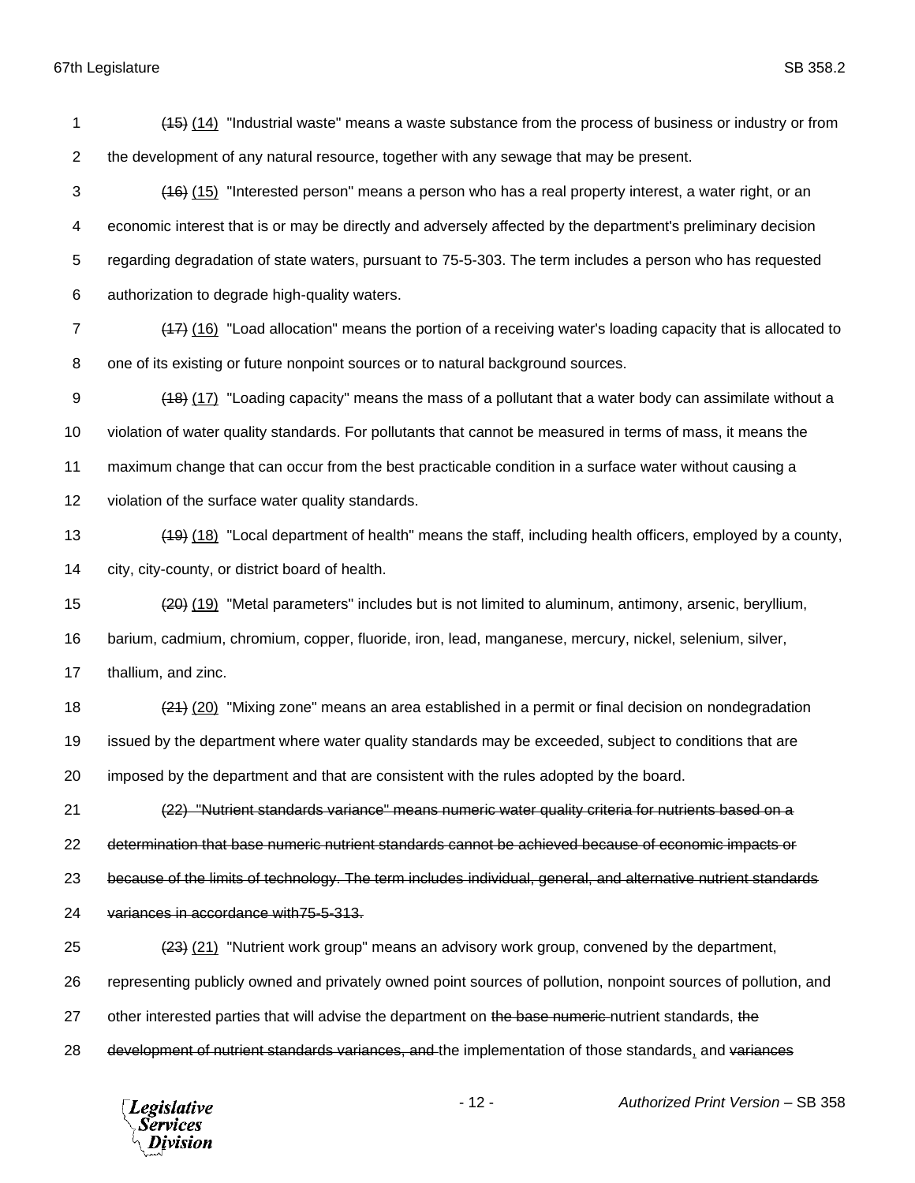~~(15)~~ <u>(14)</u> "Industrial waste" means a waste substance from the process of business or industry or from the development of any natural resource, together with any sewage that may be present.

~~(16)~~ <u>(15)</u> "Interested person" means a person who has a real property interest, a water right, or an economic interest that is or may be directly and adversely affected by the department's preliminary decision regarding degradation of state waters, pursuant to 75-5-303. The term includes a person who has requested authorization to degrade high-quality waters.

~~(17)~~ <u>(16)</u> "Load allocation" means the portion of a receiving water's loading capacity that is allocated to one of its existing or future nonpoint sources or to natural background sources.

~~(18)~~ <u>(17)</u> "Loading capacity" means the mass of a pollutant that a water body can assimilate without a violation of water quality standards. For pollutants that cannot be measured in terms of mass, it means the maximum change that can occur from the best practicable condition in a surface water without causing a violation of the surface water quality standards.

~~(19)~~ <u>(18)</u> "Local department of health" means the staff, including health officers, employed by a county, city, city-county, or district board of health.

~~(20)~~ <u>(19)</u> "Metal parameters" includes but is not limited to aluminum, antimony, arsenic, beryllium, barium, cadmium, chromium, copper, fluoride, iron, lead, manganese, mercury, nickel, selenium, silver, thallium, and zinc.

~~(21)~~ <u>(20)</u> "Mixing zone" means an area established in a permit or final decision on nondegradation issued by the department where water quality standards may be exceeded, subject to conditions that are imposed by the department and that are consistent with the rules adopted by the board.

~~(22) "Nutrient standards variance" means numeric water quality criteria for nutrients based on a determination that base numeric nutrient standards cannot be achieved because of economic impacts or because of the limits of technology. The term includes individual, general, and alternative nutrient standards variances in accordance with75-5-313.~~

~~(23)~~ <u>(21)</u> "Nutrient work group" means an advisory work group, convened by the department, representing publicly owned and privately owned point sources of pollution, nonpoint sources of pollution, and other interested parties that will advise the department on ~~the base numeric~~ nutrient standards, ~~the development of nutrient standards variances, and~~ the implementation of those standards<u>,</u> and ~~variances~~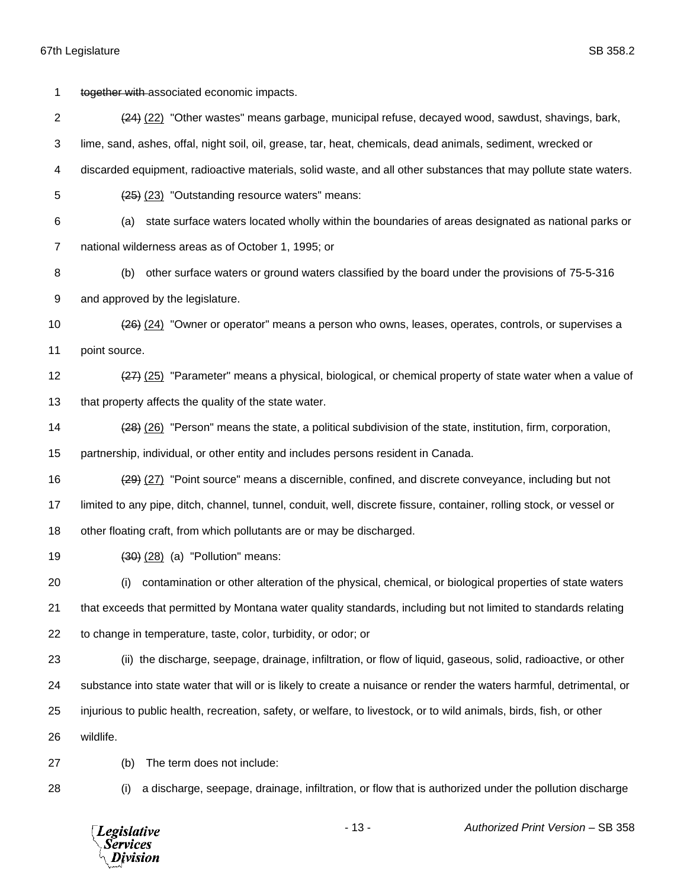together with associated economic impacts.

(24) (22) "Other wastes" means garbage, municipal refuse, decayed wood, sawdust, shavings, bark, lime, sand, ashes, offal, night soil, oil, grease, tar, heat, chemicals, dead animals, sediment, wrecked or discarded equipment, radioactive materials, solid waste, and all other substances that may pollute state waters.

(25) (23) "Outstanding resource waters" means:

(a) state surface waters located wholly within the boundaries of areas designated as national parks or national wilderness areas as of October 1, 1995; or

(b) other surface waters or ground waters classified by the board under the provisions of 75-5-316 and approved by the legislature.

(26) (24) "Owner or operator" means a person who owns, leases, operates, controls, or supervises a point source.

(27) (25) "Parameter" means a physical, biological, or chemical property of state water when a value of that property affects the quality of the state water.

(28) (26) "Person" means the state, a political subdivision of the state, institution, firm, corporation, partnership, individual, or other entity and includes persons resident in Canada.

(29) (27) "Point source" means a discernible, confined, and discrete conveyance, including but not limited to any pipe, ditch, channel, tunnel, conduit, well, discrete fissure, container, rolling stock, or vessel or other floating craft, from which pollutants are or may be discharged.

(30) (28) (a) "Pollution" means:

(i) contamination or other alteration of the physical, chemical, or biological properties of state waters that exceeds that permitted by Montana water quality standards, including but not limited to standards relating to change in temperature, taste, color, turbidity, or odor; or

(ii) the discharge, seepage, drainage, infiltration, or flow of liquid, gaseous, solid, radioactive, or other substance into state water that will or is likely to create a nuisance or render the waters harmful, detrimental, or injurious to public health, recreation, safety, or welfare, to livestock, or to wild animals, birds, fish, or other wildlife.

(b) The term does not include:

(i) a discharge, seepage, drainage, infiltration, or flow that is authorized under the pollution discharge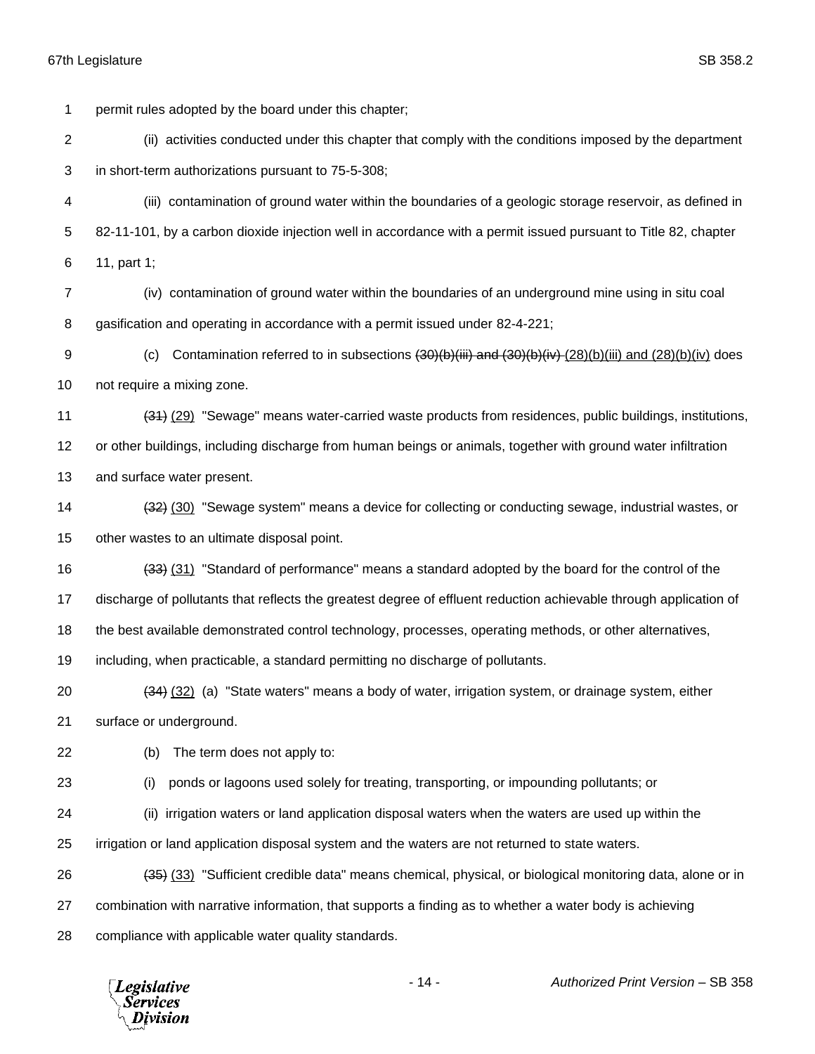permit rules adopted by the board under this chapter;

(ii) activities conducted under this chapter that comply with the conditions imposed by the department in short-term authorizations pursuant to 75-5-308;

(iii) contamination of ground water within the boundaries of a geologic storage reservoir, as defined in 82-11-101, by a carbon dioxide injection well in accordance with a permit issued pursuant to Title 82, chapter 11, part 1;

(iv) contamination of ground water within the boundaries of an underground mine using in situ coal gasification and operating in accordance with a permit issued under 82-4-221;

(c) Contamination referred to in subsections ~~(30)(b)(iii) and (30)(b)(iv)~~ (28)(b)(iii) and (28)(b)(iv) does not require a mixing zone.

~~(31)~~ (29) "Sewage" means water-carried waste products from residences, public buildings, institutions, or other buildings, including discharge from human beings or animals, together with ground water infiltration and surface water present.

~~(32)~~ (30) "Sewage system" means a device for collecting or conducting sewage, industrial wastes, or other wastes to an ultimate disposal point.

~~(33)~~ (31) "Standard of performance" means a standard adopted by the board for the control of the discharge of pollutants that reflects the greatest degree of effluent reduction achievable through application of the best available demonstrated control technology, processes, operating methods, or other alternatives, including, when practicable, a standard permitting no discharge of pollutants.

~~(34)~~ (32) (a) "State waters" means a body of water, irrigation system, or drainage system, either surface or underground.

(b) The term does not apply to:

(i) ponds or lagoons used solely for treating, transporting, or impounding pollutants; or

(ii) irrigation waters or land application disposal waters when the waters are used up within the irrigation or land application disposal system and the waters are not returned to state waters.

~~(35)~~ (33) "Sufficient credible data" means chemical, physical, or biological monitoring data, alone or in combination with narrative information, that supports a finding as to whether a water body is achieving compliance with applicable water quality standards.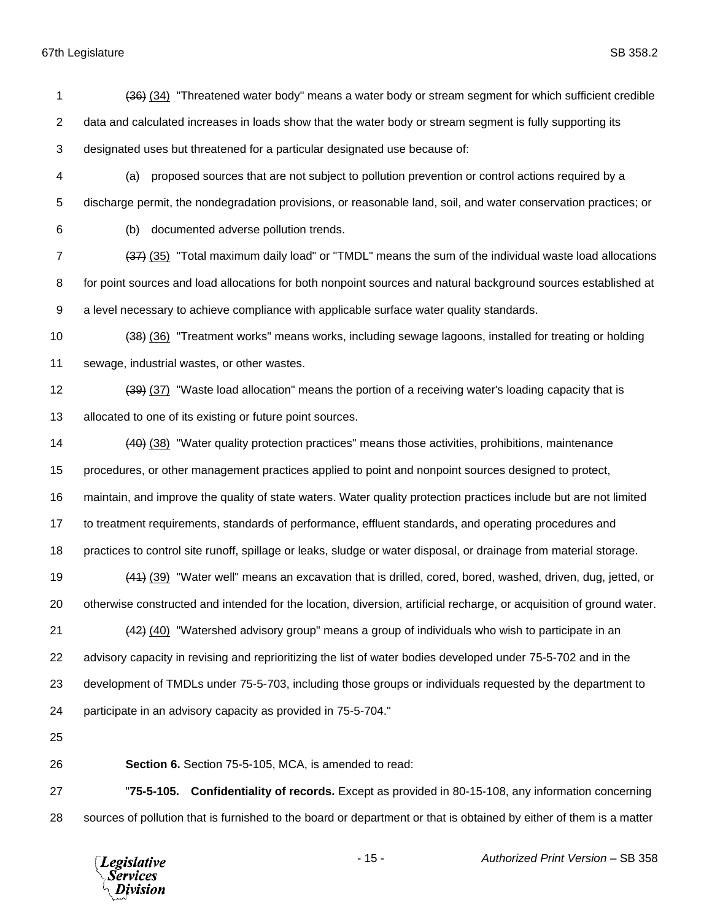~~(36)~~ (34) "Threatened water body" means a water body or stream segment for which sufficient credible data and calculated increases in loads show that the water body or stream segment is fully supporting its designated uses but threatened for a particular designated use because of:

(a) proposed sources that are not subject to pollution prevention or control actions required by a discharge permit, the nondegradation provisions, or reasonable land, soil, and water conservation practices; or

(b) documented adverse pollution trends.

~~(37)~~ (35) "Total maximum daily load" or "TMDL" means the sum of the individual waste load allocations for point sources and load allocations for both nonpoint sources and natural background sources established at a level necessary to achieve compliance with applicable surface water quality standards.

~~(38)~~ (36) "Treatment works" means works, including sewage lagoons, installed for treating or holding sewage, industrial wastes, or other wastes.

~~(39)~~ (37) "Waste load allocation" means the portion of a receiving water's loading capacity that is allocated to one of its existing or future point sources.

~~(40)~~ (38) "Water quality protection practices" means those activities, prohibitions, maintenance procedures, or other management practices applied to point and nonpoint sources designed to protect, maintain, and improve the quality of state waters. Water quality protection practices include but are not limited to treatment requirements, standards of performance, effluent standards, and operating procedures and practices to control site runoff, spillage or leaks, sludge or water disposal, or drainage from material storage.

~~(41)~~ (39) "Water well" means an excavation that is drilled, cored, bored, washed, driven, dug, jetted, or otherwise constructed and intended for the location, diversion, artificial recharge, or acquisition of ground water.

~~(42)~~ (40) "Watershed advisory group" means a group of individuals who wish to participate in an advisory capacity in revising and reprioritizing the list of water bodies developed under 75-5-702 and in the development of TMDLs under 75-5-703, including those groups or individuals requested by the department to participate in an advisory capacity as provided in 75-5-704."

**Section 6.** Section 75-5-105, MCA, is amended to read:

"**75-5-105. Confidentiality of records.** Except as provided in 80-15-108, any information concerning sources of pollution that is furnished to the board or department or that is obtained by either of them is a matter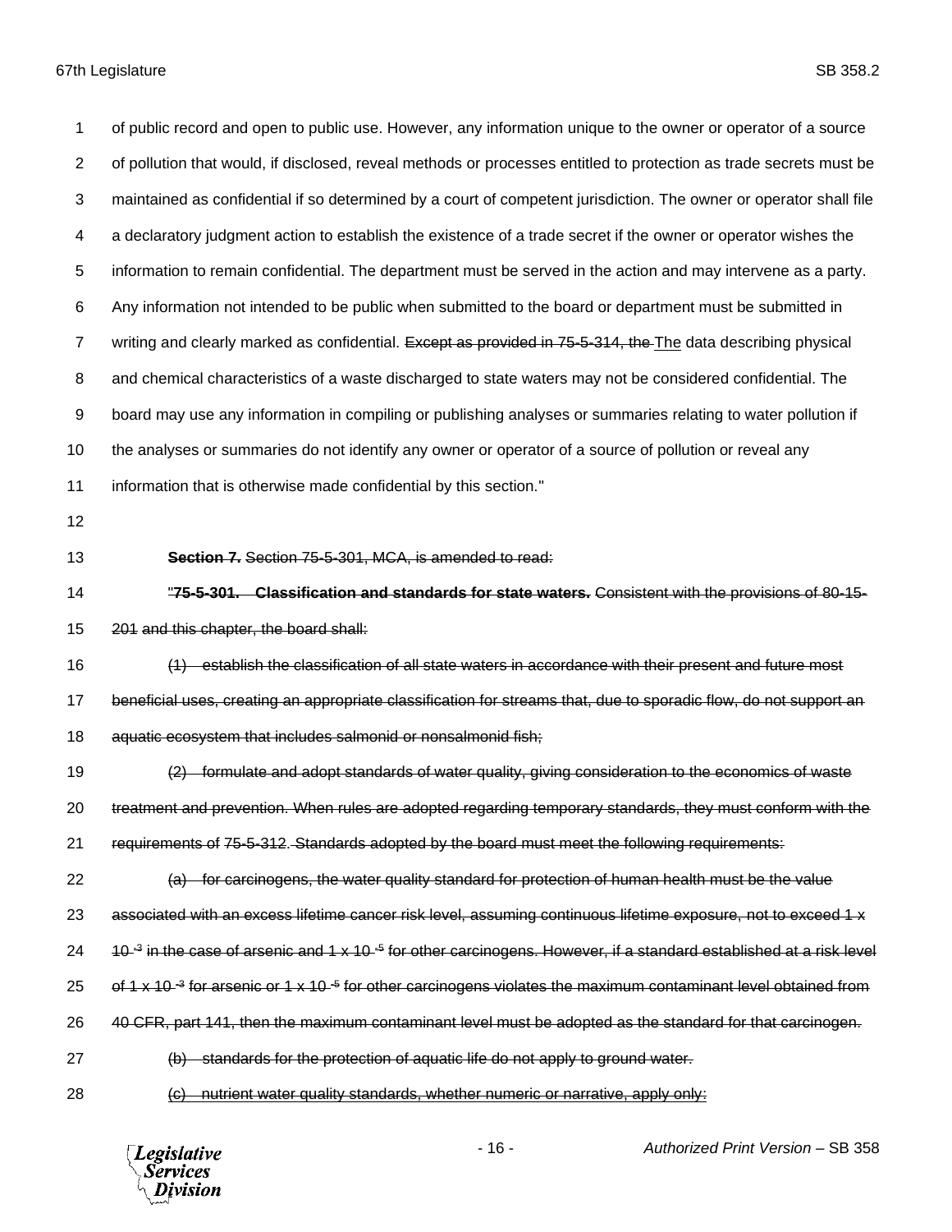of public record and open to public use. However, any information unique to the owner or operator of a source of pollution that would, if disclosed, reveal methods or processes entitled to protection as trade secrets must be maintained as confidential if so determined by a court of competent jurisdiction. The owner or operator shall file a declaratory judgment action to establish the existence of a trade secret if the owner or operator wishes the information to remain confidential. The department must be served in the action and may intervene as a party. Any information not intended to be public when submitted to the board or department must be submitted in writing and clearly marked as confidential. ~~Except as provided in 75-5-314, the~~ The data describing physical and chemical characteristics of a waste discharged to state waters may not be considered confidential. The board may use any information in compiling or publishing analyses or summaries relating to water pollution if the analyses or summaries do not identify any owner or operator of a source of pollution or reveal any information that is otherwise made confidential by this section."

**~~Section 7.~~** ~~Section 75-5-301, MCA, is amended to read:~~

~~"**75-5-301. Classification and standards for state waters.** Consistent with the provisions of 80-15-201 and this chapter, the board shall:~~

~~(1) establish the classification of all state waters in accordance with their present and future most beneficial uses, creating an appropriate classification for streams that, due to sporadic flow, do not support an aquatic ecosystem that includes salmonid or nonsalmonid fish;~~

~~(2) formulate and adopt standards of water quality, giving consideration to the economics of waste treatment and prevention. When rules are adopted regarding temporary standards, they must conform with the requirements of 75-5-312. Standards adopted by the board must meet the following requirements:~~

~~(a) for carcinogens, the water quality standard for protection of human health must be the value associated with an excess lifetime cancer risk level, assuming continuous lifetime exposure, not to exceed 1 x $10^{-3}$ in the case of arsenic and 1 x $10^{-5}$ for other carcinogens. However, if a standard established at a risk level of 1 x $10^{-3}$ for arsenic or 1 x $10^{-5}$ for other carcinogens violates the maximum contaminant level obtained from 40 CFR, part 141, then the maximum contaminant level must be adopted as the standard for that carcinogen.~~

~~(b) standards for the protection of aquatic life do not apply to ground water.~~

~~(c) nutrient water quality standards, whether numeric or narrative, apply only:~~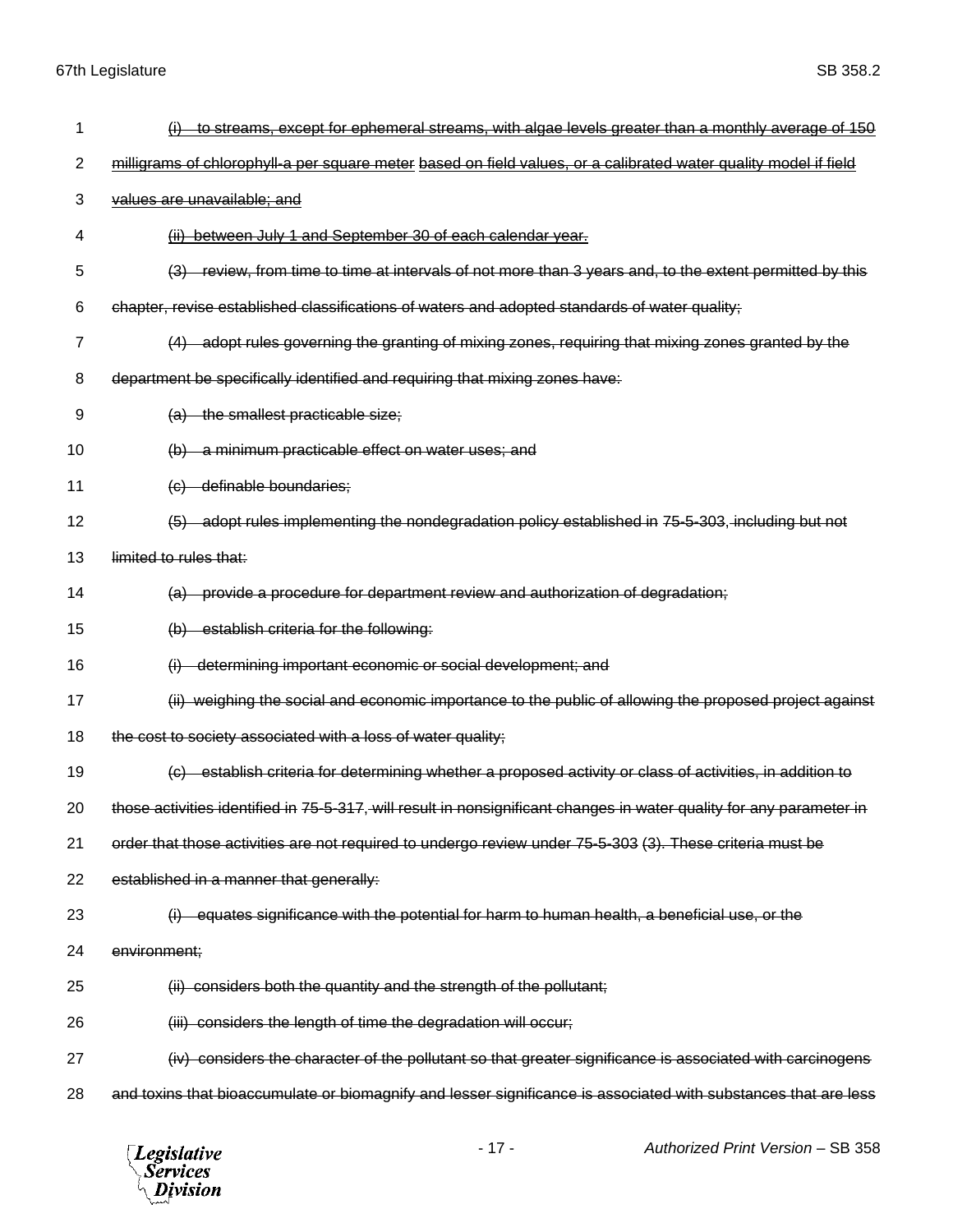~~(i) to streams, except for ephemeral streams, with algae levels greater than a monthly average of 150 milligrams of chlorophyll-a per square meter~~ ~~based on field values, or a calibrated water quality model if field values are unavailable; and~~

~~(ii) between July 1 and September 30 of each calendar year.~~

~~(3) review, from time to time at intervals of not more than 3 years and, to the extent permitted by this chapter, revise established classifications of waters and adopted standards of water quality;~~

~~(4) adopt rules governing the granting of mixing zones, requiring that mixing zones granted by the department be specifically identified and requiring that mixing zones have:~~

~~(a) the smallest practicable size;~~

~~(b) a minimum practicable effect on water uses; and~~

~~(c) definable boundaries;~~

~~(5) adopt rules implementing the nondegradation policy established in 75-5-303, including but not limited to rules that:~~

~~(a) provide a procedure for department review and authorization of degradation;~~

~~(b) establish criteria for the following:~~

~~(i) determining important economic or social development; and~~

~~(ii) weighing the social and economic importance to the public of allowing the proposed project against the cost to society associated with a loss of water quality;~~

~~(c) establish criteria for determining whether a proposed activity or class of activities, in addition to those activities identified in 75-5-317, will result in nonsignificant changes in water quality for any parameter in order that those activities are not required to undergo review under 75-5-303 (3). These criteria must be established in a manner that generally:~~

~~(i) equates significance with the potential for harm to human health, a beneficial use, or the environment;~~

~~(ii) considers both the quantity and the strength of the pollutant;~~

~~(iii) considers the length of time the degradation will occur;~~

~~(iv) considers the character of the pollutant so that greater significance is associated with carcinogens and toxins that bioaccumulate or biomagnify and lesser significance is associated with substances that are less~~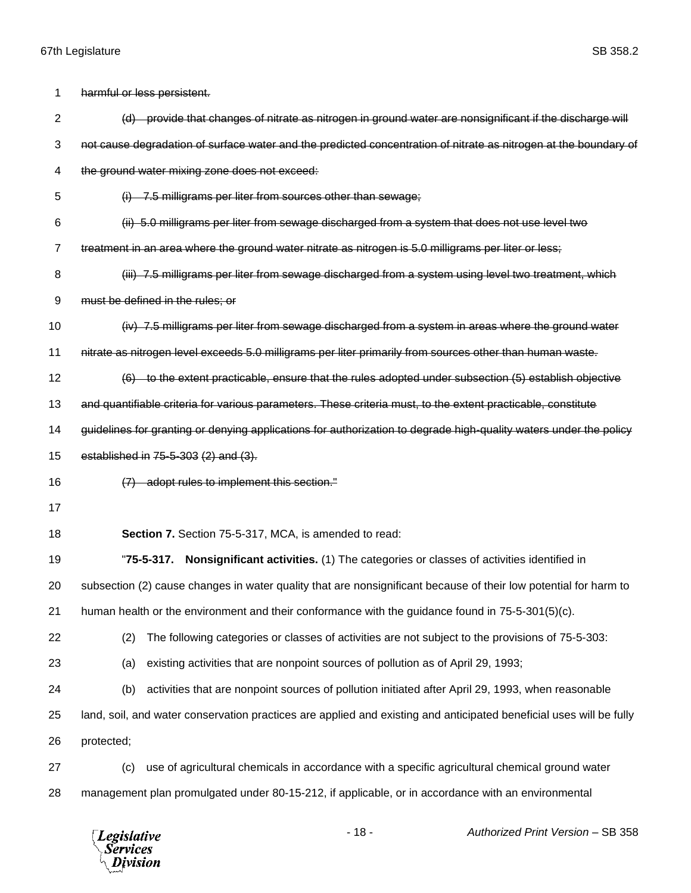~~harmful or less persistent.~~

~~(d) provide that changes of nitrate as nitrogen in ground water are nonsignificant if the discharge will not cause degradation of surface water and the predicted concentration of nitrate as nitrogen at the boundary of the ground water mixing zone does not exceed:~~

~~(i) 7.5 milligrams per liter from sources other than sewage;~~

~~(ii) 5.0 milligrams per liter from sewage discharged from a system that does not use level two treatment in an area where the ground water nitrate as nitrogen is 5.0 milligrams per liter or less;~~

~~(iii) 7.5 milligrams per liter from sewage discharged from a system using level two treatment, which must be defined in the rules; or~~

~~(iv) 7.5 milligrams per liter from sewage discharged from a system in areas where the ground water nitrate as nitrogen level exceeds 5.0 milligrams per liter primarily from sources other than human waste.~~

~~(6) to the extent practicable, ensure that the rules adopted under subsection (5) establish objective and quantifiable criteria for various parameters. These criteria must, to the extent practicable, constitute guidelines for granting or denying applications for authorization to degrade high-quality waters under the policy established in 75-5-303 (2) and (3).~~

~~(7) adopt rules to implement this section."~~

**Section 7.** Section 75-5-317, MCA, is amended to read:

"**75-5-317. Nonsignificant activities.** (1) The categories or classes of activities identified in subsection (2) cause changes in water quality that are nonsignificant because of their low potential for harm to human health or the environment and their conformance with the guidance found in 75-5-301(5)(c).

(2) The following categories or classes of activities are not subject to the provisions of 75-5-303:

(a) existing activities that are nonpoint sources of pollution as of April 29, 1993;

(b) activities that are nonpoint sources of pollution initiated after April 29, 1993, when reasonable land, soil, and water conservation practices are applied and existing and anticipated beneficial uses will be fully protected;

(c) use of agricultural chemicals in accordance with a specific agricultural chemical ground water management plan promulgated under 80-15-212, if applicable, or in accordance with an environmental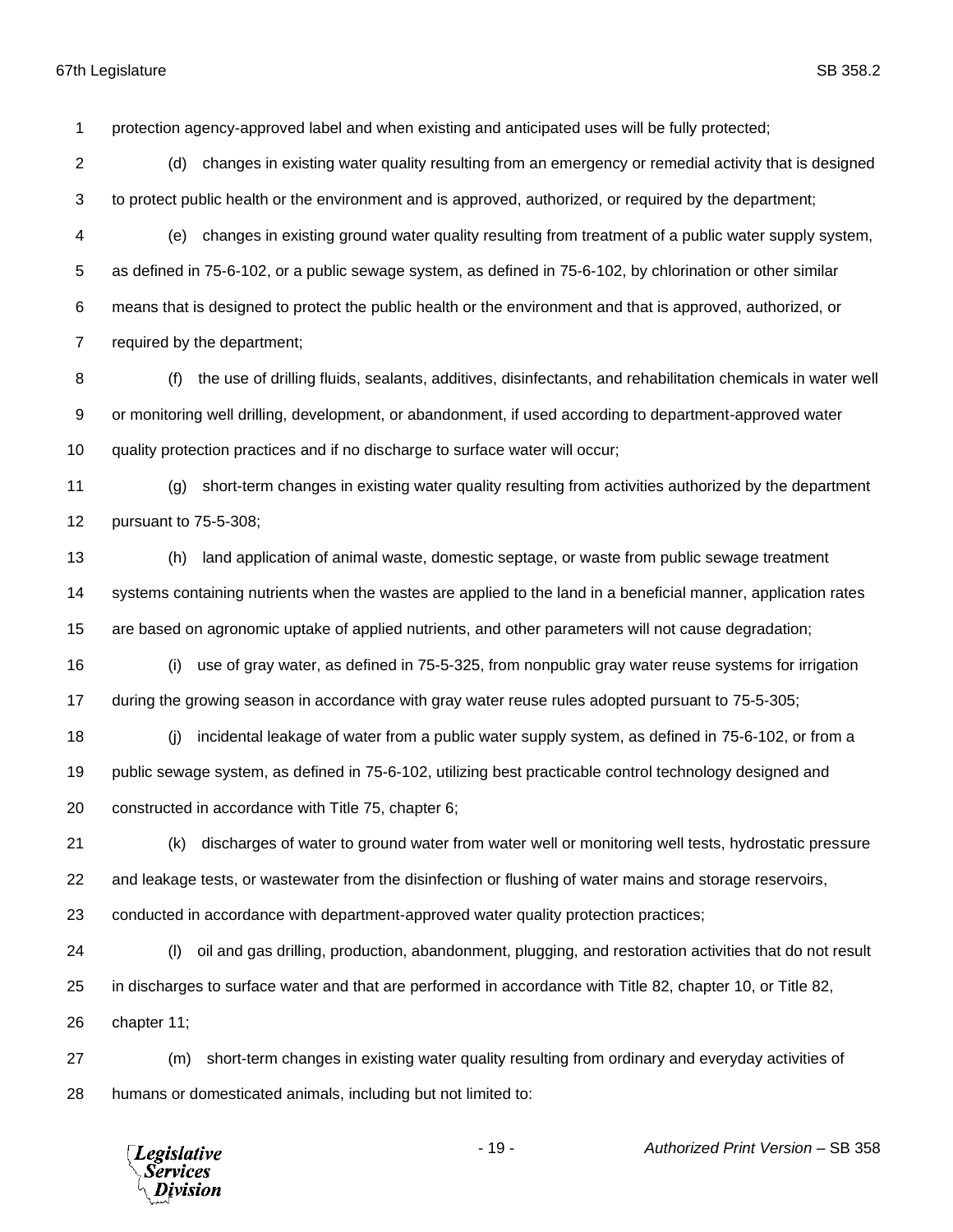protection agency-approved label and when existing and anticipated uses will be fully protected;

(d) changes in existing water quality resulting from an emergency or remedial activity that is designed to protect public health or the environment and is approved, authorized, or required by the department;

(e) changes in existing ground water quality resulting from treatment of a public water supply system, as defined in 75-6-102, or a public sewage system, as defined in 75-6-102, by chlorination or other similar means that is designed to protect the public health or the environment and that is approved, authorized, or required by the department;

(f) the use of drilling fluids, sealants, additives, disinfectants, and rehabilitation chemicals in water well or monitoring well drilling, development, or abandonment, if used according to department-approved water quality protection practices and if no discharge to surface water will occur;

(g) short-term changes in existing water quality resulting from activities authorized by the department pursuant to 75-5-308;

(h) land application of animal waste, domestic septage, or waste from public sewage treatment systems containing nutrients when the wastes are applied to the land in a beneficial manner, application rates are based on agronomic uptake of applied nutrients, and other parameters will not cause degradation;

(i) use of gray water, as defined in 75-5-325, from nonpublic gray water reuse systems for irrigation during the growing season in accordance with gray water reuse rules adopted pursuant to 75-5-305;

(j) incidental leakage of water from a public water supply system, as defined in 75-6-102, or from a public sewage system, as defined in 75-6-102, utilizing best practicable control technology designed and constructed in accordance with Title 75, chapter 6;

(k) discharges of water to ground water from water well or monitoring well tests, hydrostatic pressure and leakage tests, or wastewater from the disinfection or flushing of water mains and storage reservoirs, conducted in accordance with department-approved water quality protection practices;

(l) oil and gas drilling, production, abandonment, plugging, and restoration activities that do not result in discharges to surface water and that are performed in accordance with Title 82, chapter 10, or Title 82, chapter 11;

(m) short-term changes in existing water quality resulting from ordinary and everyday activities of humans or domesticated animals, including but not limited to: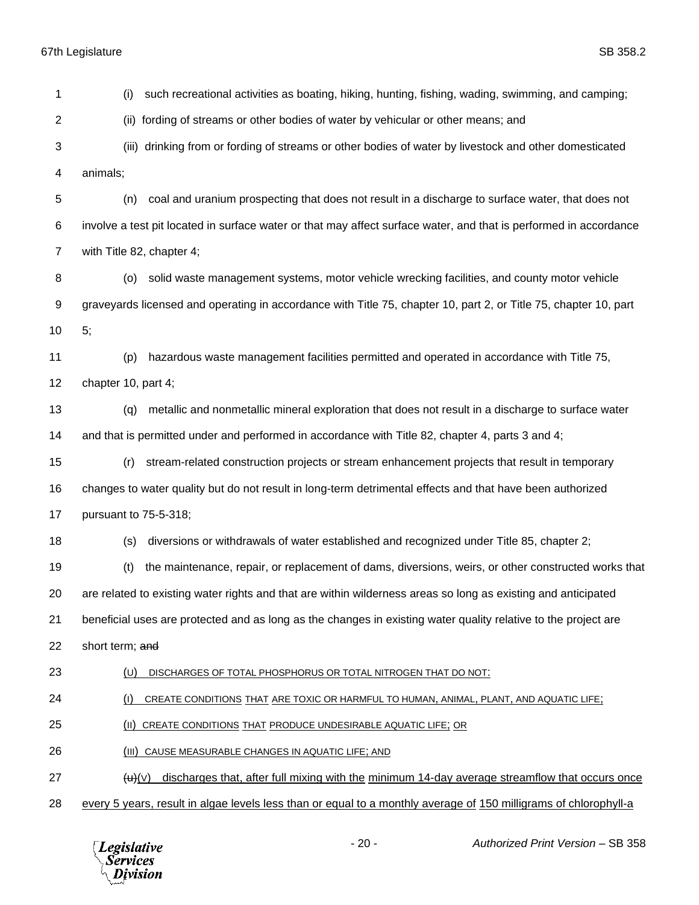(i) such recreational activities as boating, hiking, hunting, fishing, wading, swimming, and camping;

(ii) fording of streams or other bodies of water by vehicular or other means; and

(iii) drinking from or fording of streams or other bodies of water by livestock and other domesticated animals;

(n) coal and uranium prospecting that does not result in a discharge to surface water, that does not involve a test pit located in surface water or that may affect surface water, and that is performed in accordance with Title 82, chapter 4;

(o) solid waste management systems, motor vehicle wrecking facilities, and county motor vehicle graveyards licensed and operating in accordance with Title 75, chapter 10, part 2, or Title 75, chapter 10, part 5;

(p) hazardous waste management facilities permitted and operated in accordance with Title 75, chapter 10, part 4;

(q) metallic and nonmetallic mineral exploration that does not result in a discharge to surface water and that is permitted under and performed in accordance with Title 82, chapter 4, parts 3 and 4;

(r) stream-related construction projects or stream enhancement projects that result in temporary changes to water quality but do not result in long-term detrimental effects and that have been authorized pursuant to 75-5-318;

(s) diversions or withdrawals of water established and recognized under Title 85, chapter 2;

(t) the maintenance, repair, or replacement of dams, diversions, weirs, or other constructed works that are related to existing water rights and that are within wilderness areas so long as existing and anticipated beneficial uses are protected and as long as the changes in existing water quality relative to the project are short term; ~~and~~

(U) DISCHARGES OF TOTAL PHOSPHORUS OR TOTAL NITROGEN THAT DO NOT:

(I) CREATE CONDITIONS THAT ARE TOXIC OR HARMFUL TO HUMAN, ANIMAL, PLANT, AND AQUATIC LIFE;

(II) CREATE CONDITIONS THAT PRODUCE UNDESIRABLE AQUATIC LIFE; OR

(III) CAUSE MEASURABLE CHANGES IN AQUATIC LIFE; AND

~~(u)~~(V) discharges that, after full mixing with the minimum 14-day average streamflow that occurs once every 5 years, result in algae levels less than or equal to a monthly average of 150 milligrams of chlorophyll-a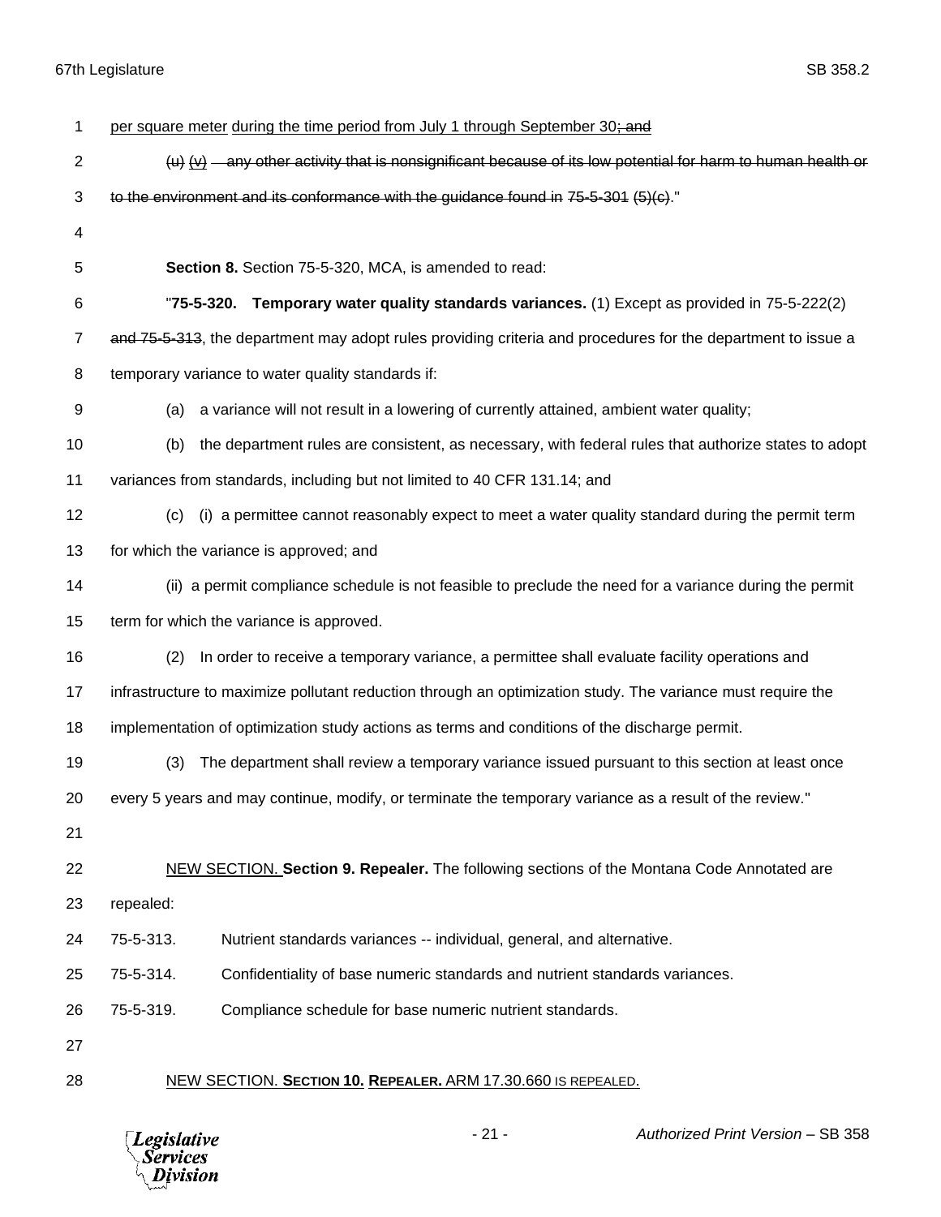per square meter during the time period from July 1 through September 30~~; and~~

~~(u)~~ ~~(v)~~ ~~any other activity that is nonsignificant because of its low potential for harm to human health or to the environment and its conformance with the guidance found in 75-5-301 (5)(c).~~"

**Section 8.** Section 75-5-320, MCA, is amended to read:

"**75-5-320. Temporary water quality standards variances.** (1) Except as provided in 75-5-222(2) ~~and 75-5-313~~, the department may adopt rules providing criteria and procedures for the department to issue a temporary variance to water quality standards if:

(a) a variance will not result in a lowering of currently attained, ambient water quality;

(b) the department rules are consistent, as necessary, with federal rules that authorize states to adopt variances from standards, including but not limited to 40 CFR 131.14; and

(c) (i) a permittee cannot reasonably expect to meet a water quality standard during the permit term for which the variance is approved; and

(ii) a permit compliance schedule is not feasible to preclude the need for a variance during the permit term for which the variance is approved.

(2) In order to receive a temporary variance, a permittee shall evaluate facility operations and infrastructure to maximize pollutant reduction through an optimization study. The variance must require the implementation of optimization study actions as terms and conditions of the discharge permit.

(3) The department shall review a temporary variance issued pursuant to this section at least once every 5 years and may continue, modify, or terminate the temporary variance as a result of the review."

NEW SECTION. **Section 9. Repealer.** The following sections of the Montana Code Annotated are repealed:

75-5-313. Nutrient standards variances -- individual, general, and alternative.

75-5-314. Confidentiality of base numeric standards and nutrient standards variances.

75-5-319. Compliance schedule for base numeric nutrient standards.

NEW SECTION. **SECTION 10. REPEALER.** ARM 17.30.660 IS REPEALED.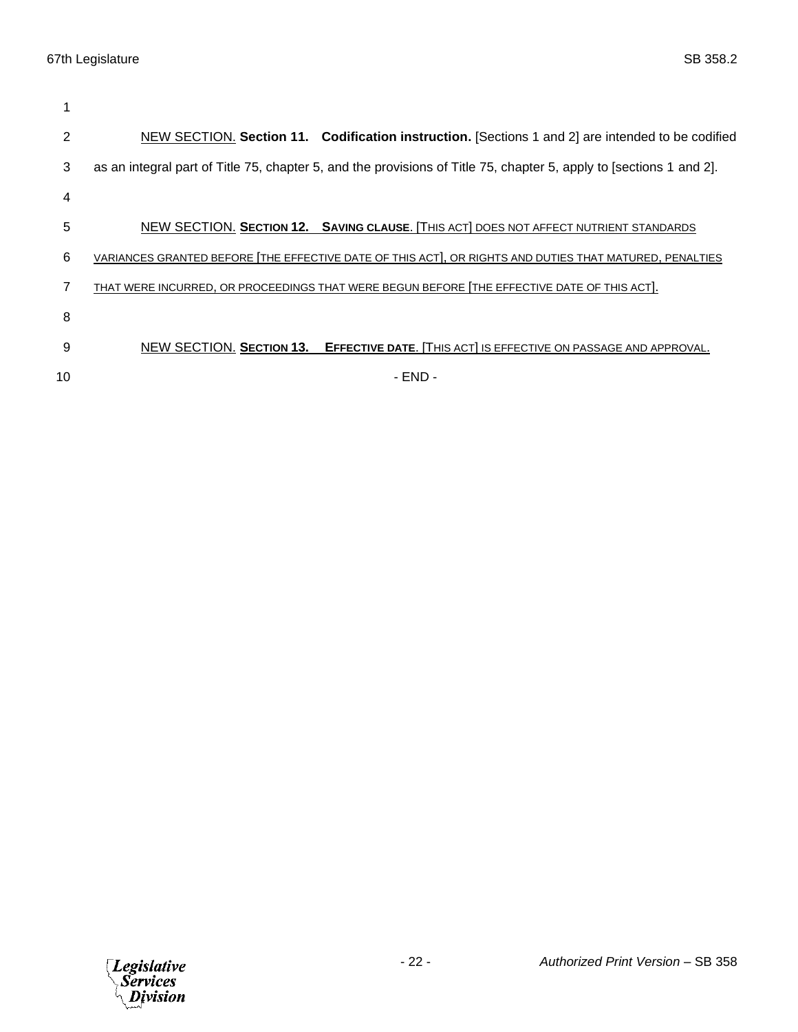NEW SECTION. **Section 11. Codification instruction.** [Sections 1 and 2] are intended to be codified as an integral part of Title 75, chapter 5, and the provisions of Title 75, chapter 5, apply to [sections 1 and 2].

NEW SECTION. **SECTION 12. SAVING CLAUSE**. [THIS ACT] DOES NOT AFFECT NUTRIENT STANDARDS VARIANCES GRANTED BEFORE [THE EFFECTIVE DATE OF THIS ACT], OR RIGHTS AND DUTIES THAT MATURED, PENALTIES THAT WERE INCURRED, OR PROCEEDINGS THAT WERE BEGUN BEFORE [THE EFFECTIVE DATE OF THIS ACT].

NEW SECTION. **SECTION 13. EFFECTIVE DATE**. [THIS ACT] IS EFFECTIVE ON PASSAGE AND APPROVAL.

- END -